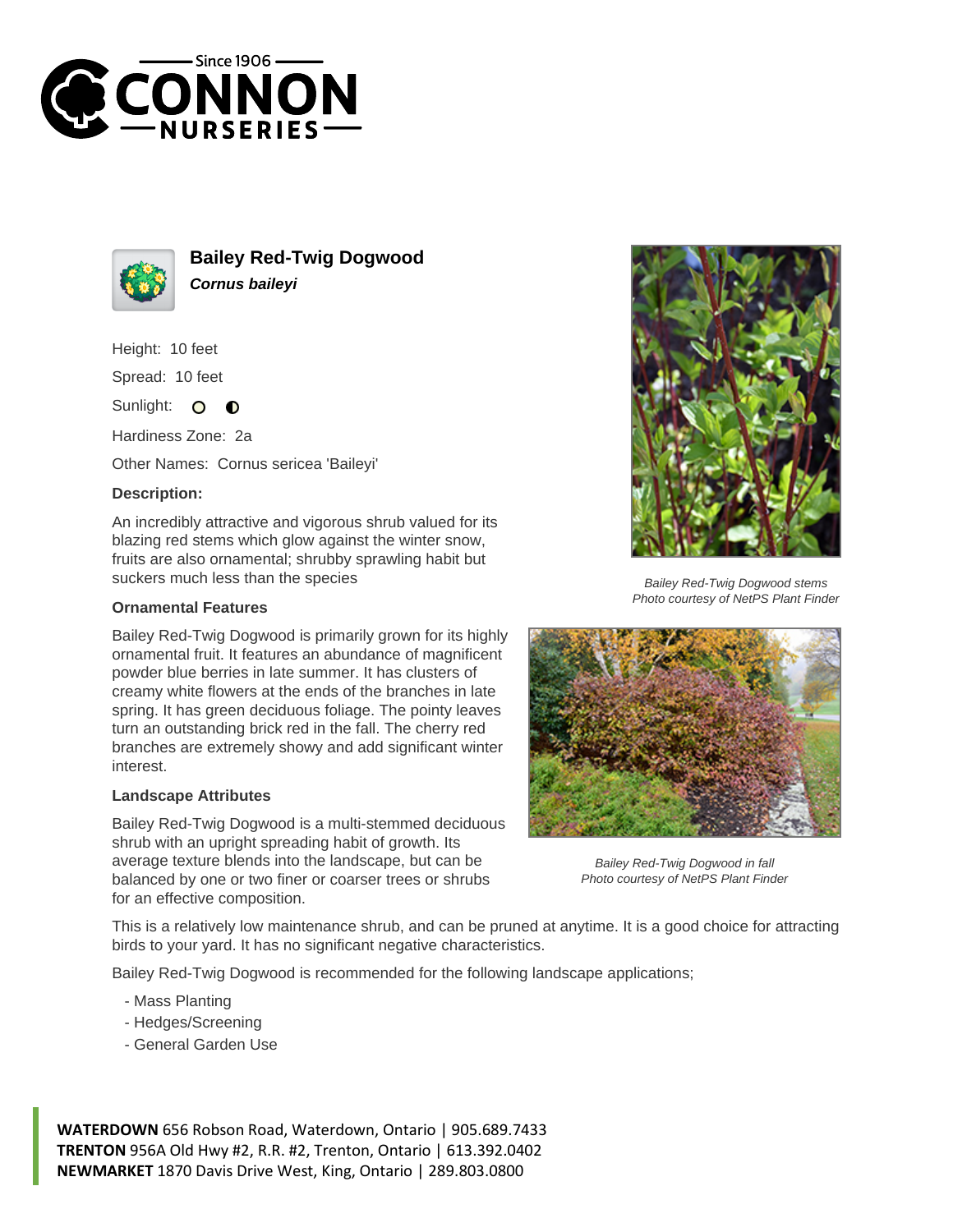Since 1906
CONNON
NURSERIES

# Bailey Red-Twig Dogwood

***Cornus baileyi***

Height: 10 feet

Spread: 10 feet

Sunlight:

Hardiness Zone: 2a

Other Names: Cornus sericea 'Baileyi'

### Description:

An incredibly attractive and vigorous shrub valued for its blazing red stems which glow against the winter snow, fruits are also ornamental; shrubby sprawling habit but suckers much less than the species

### Ornamental Features

Bailey Red-Twig Dogwood is primarily grown for its highly ornamental fruit. It features an abundance of magnificent powder blue berries in late summer. It has clusters of creamy white flowers at the ends of the branches in late spring. It has green deciduous foliage. The pointy leaves turn an outstanding brick red in the fall. The cherry red branches are extremely showy and add significant winter interest.

### Landscape Attributes

Bailey Red-Twig Dogwood is a multi-stemmed deciduous shrub with an upright spreading habit of growth. Its average texture blends into the landscape, but can be balanced by one or two finer or coarser trees or shrubs for an effective composition.

*Bailey Red-Twig Dogwood stems*
*Photo courtesy of NetPS Plant Finder*

*Bailey Red-Twig Dogwood in fall*
*Photo courtesy of NetPS Plant Finder*

This is a relatively low maintenance shrub, and can be pruned at anytime. It is a good choice for attracting birds to your yard. It has no significant negative characteristics.

Bailey Red-Twig Dogwood is recommended for the following landscape applications;

- Mass Planting
- Hedges/Screening
- General Garden Use

**WATERDOWN** 656 Robson Road, Waterdown, Ontario | 905.689.7433
**TRENTON** 956A Old Hwy #2, R.R. #2, Trenton, Ontario | 613.392.0402
**NEWMARKET** 1870 Davis Drive West, King, Ontario | 289.803.0800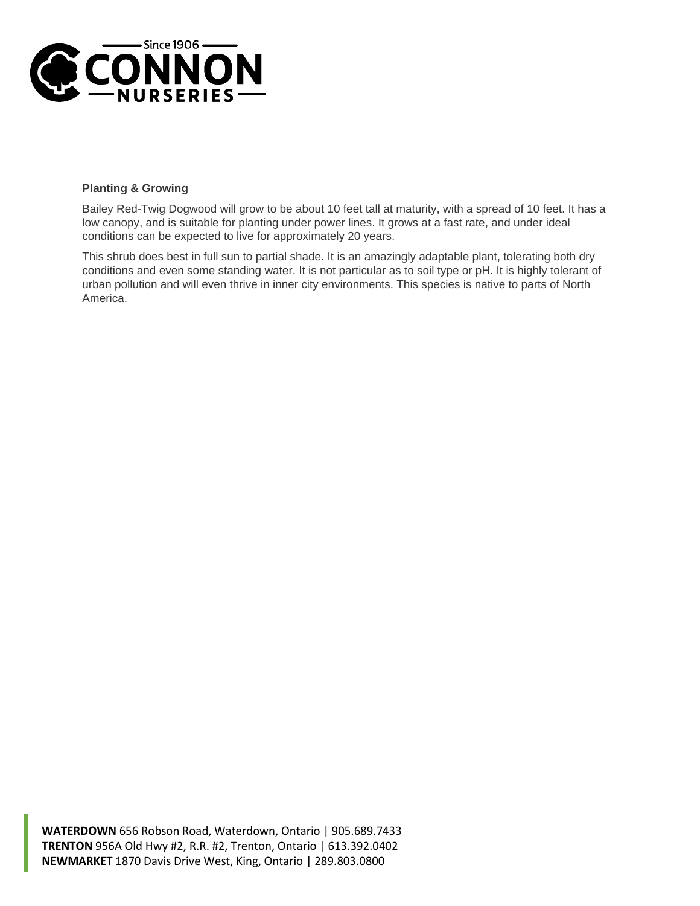### Planting & Growing

Bailey Red-Twig Dogwood will grow to be about 10 feet tall at maturity, with a spread of 10 feet. It has a low canopy, and is suitable for planting under power lines. It grows at a fast rate, and under ideal conditions can be expected to live for approximately 20 years.

This shrub does best in full sun to partial shade. It is an amazingly adaptable plant, tolerating both dry conditions and even some standing water. It is not particular as to soil type or pH. It is highly tolerant of urban pollution and will even thrive in inner city environments. This species is native to parts of North America.